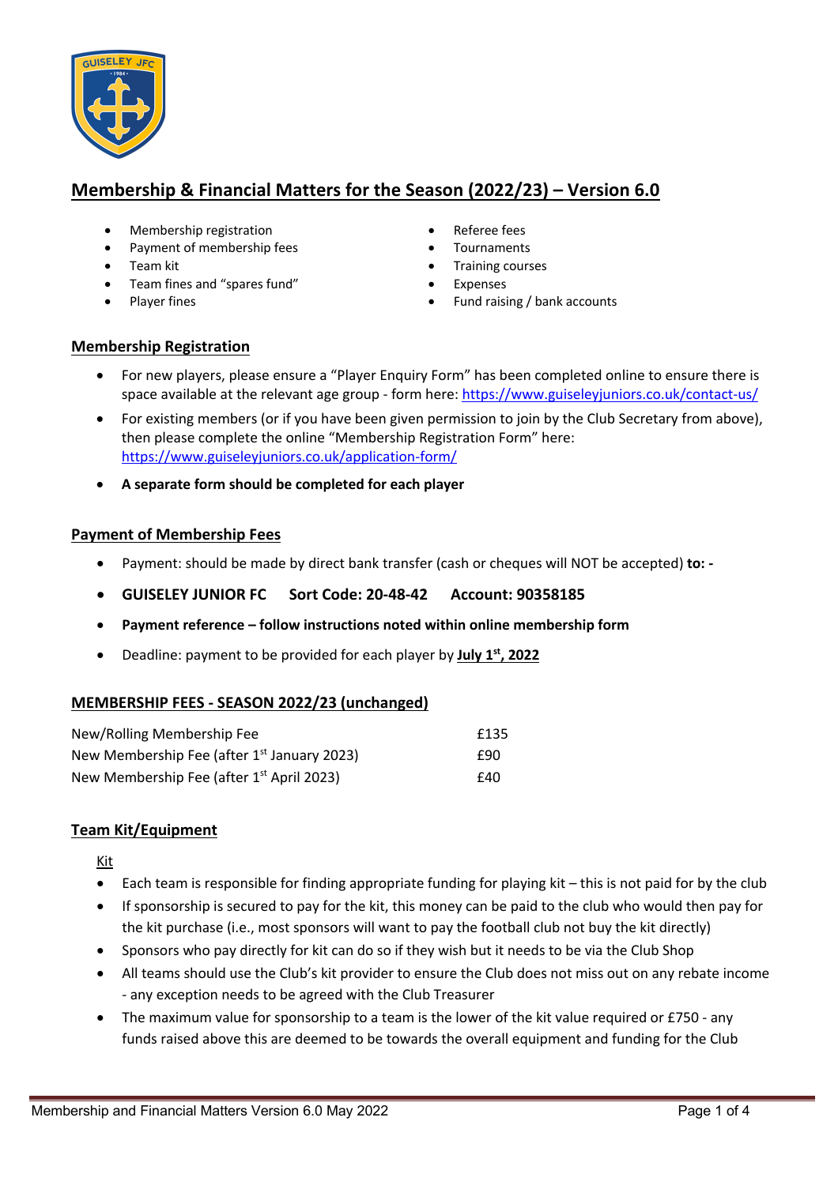# Membership & Financial Matters for the Season (2022/23) – Version 6.0

- Membership registration
- Payment of membership fees
- Team kit
- Team fines and "spares fund"
- Player fines
- Referee fees
- Tournaments
- Training courses
- Expenses
- Fund raising / bank accounts

## Membership Registration

- For new players, please ensure a "Player Enquiry Form" has been completed online to ensure there is space available at the relevant age group - form here: https://www.guiseleyjuniors.co.uk/contact-us/
- For existing members (or if you have been given permission to join by the Club Secretary from above), then please complete the online "Membership Registration Form" here: https://www.guiseleyjuniors.co.uk/application-form/
- **A separate form should be completed for each player**

## Payment of Membership Fees

- Payment: should be made by direct bank transfer (cash or cheques will NOT be accepted) **to: -**
- **GUISELEY JUNIOR FC Sort Code: 20-48-42 Account: 90358185**
- **Payment reference – follow instructions noted within online membership form**
- Deadline: payment to be provided for each player by **July 1st, 2022**

## MEMBERSHIP FEES - SEASON 2022/23 (unchanged)

| | |
|---|---|
| New/Rolling Membership Fee | £135 |
| New Membership Fee (after 1st January 2023) | £90 |
| New Membership Fee (after 1st April 2023) | £40 |

## Team Kit/Equipment

Kit

- Each team is responsible for finding appropriate funding for playing kit – this is not paid for by the club
- If sponsorship is secured to pay for the kit, this money can be paid to the club who would then pay for the kit purchase (i.e., most sponsors will want to pay the football club not buy the kit directly)
- Sponsors who pay directly for kit can do so if they wish but it needs to be via the Club Shop
- All teams should use the Club's kit provider to ensure the Club does not miss out on any rebate income - any exception needs to be agreed with the Club Treasurer
- The maximum value for sponsorship to a team is the lower of the kit value required or £750 - any funds raised above this are deemed to be towards the overall equipment and funding for the Club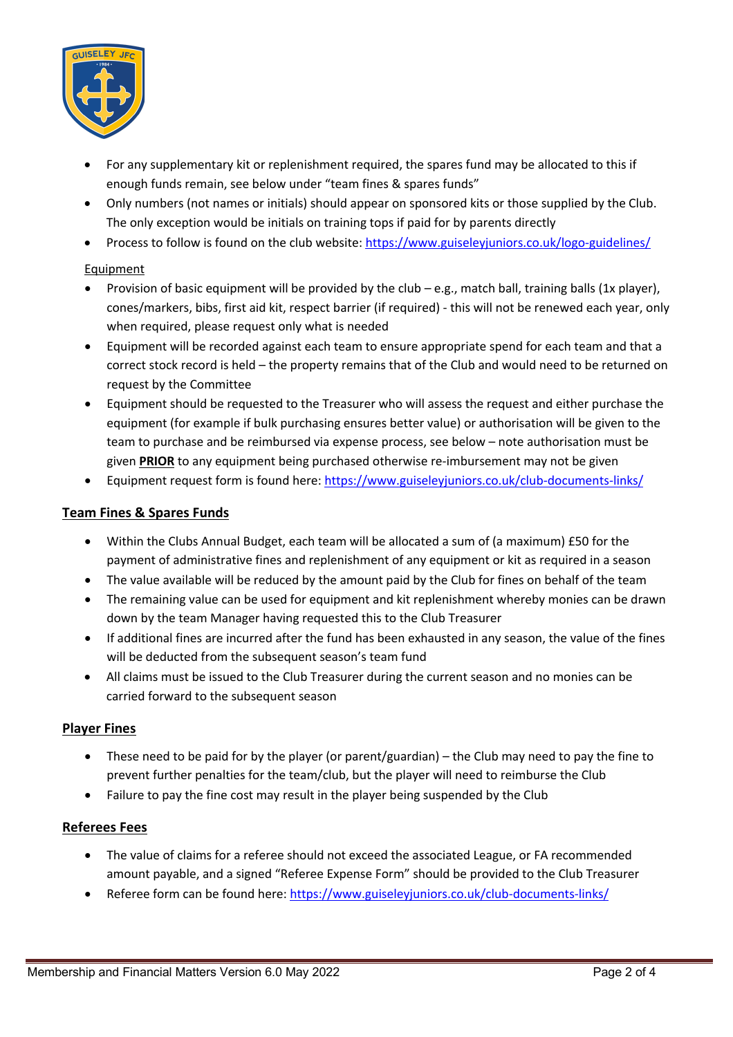- For any supplementary kit or replenishment required, the spares fund may be allocated to this if enough funds remain, see below under "team fines & spares funds"
- Only numbers (not names or initials) should appear on sponsored kits or those supplied by the Club. The only exception would be initials on training tops if paid for by parents directly
- Process to follow is found on the club website: https://www.guiseleyjuniors.co.uk/logo-guidelines/

Equipment

- Provision of basic equipment will be provided by the club – e.g., match ball, training balls (1x player), cones/markers, bibs, first aid kit, respect barrier (if required) - this will not be renewed each year, only when required, please request only what is needed
- Equipment will be recorded against each team to ensure appropriate spend for each team and that a correct stock record is held – the property remains that of the Club and would need to be returned on request by the Committee
- Equipment should be requested to the Treasurer who will assess the request and either purchase the equipment (for example if bulk purchasing ensures better value) or authorisation will be given to the team to purchase and be reimbursed via expense process, see below – note authorisation must be given **PRIOR** to any equipment being purchased otherwise re-imbursement may not be given
- Equipment request form is found here: https://www.guiseleyjuniors.co.uk/club-documents-links/

## Team Fines & Spares Funds

- Within the Clubs Annual Budget, each team will be allocated a sum of (a maximum) £50 for the payment of administrative fines and replenishment of any equipment or kit as required in a season
- The value available will be reduced by the amount paid by the Club for fines on behalf of the team
- The remaining value can be used for equipment and kit replenishment whereby monies can be drawn down by the team Manager having requested this to the Club Treasurer
- If additional fines are incurred after the fund has been exhausted in any season, the value of the fines will be deducted from the subsequent season's team fund
- All claims must be issued to the Club Treasurer during the current season and no monies can be carried forward to the subsequent season

## Player Fines

- These need to be paid for by the player (or parent/guardian) – the Club may need to pay the fine to prevent further penalties for the team/club, but the player will need to reimburse the Club
- Failure to pay the fine cost may result in the player being suspended by the Club

## Referees Fees

- The value of claims for a referee should not exceed the associated League, or FA recommended amount payable, and a signed "Referee Expense Form" should be provided to the Club Treasurer
- Referee form can be found here: https://www.guiseleyjuniors.co.uk/club-documents-links/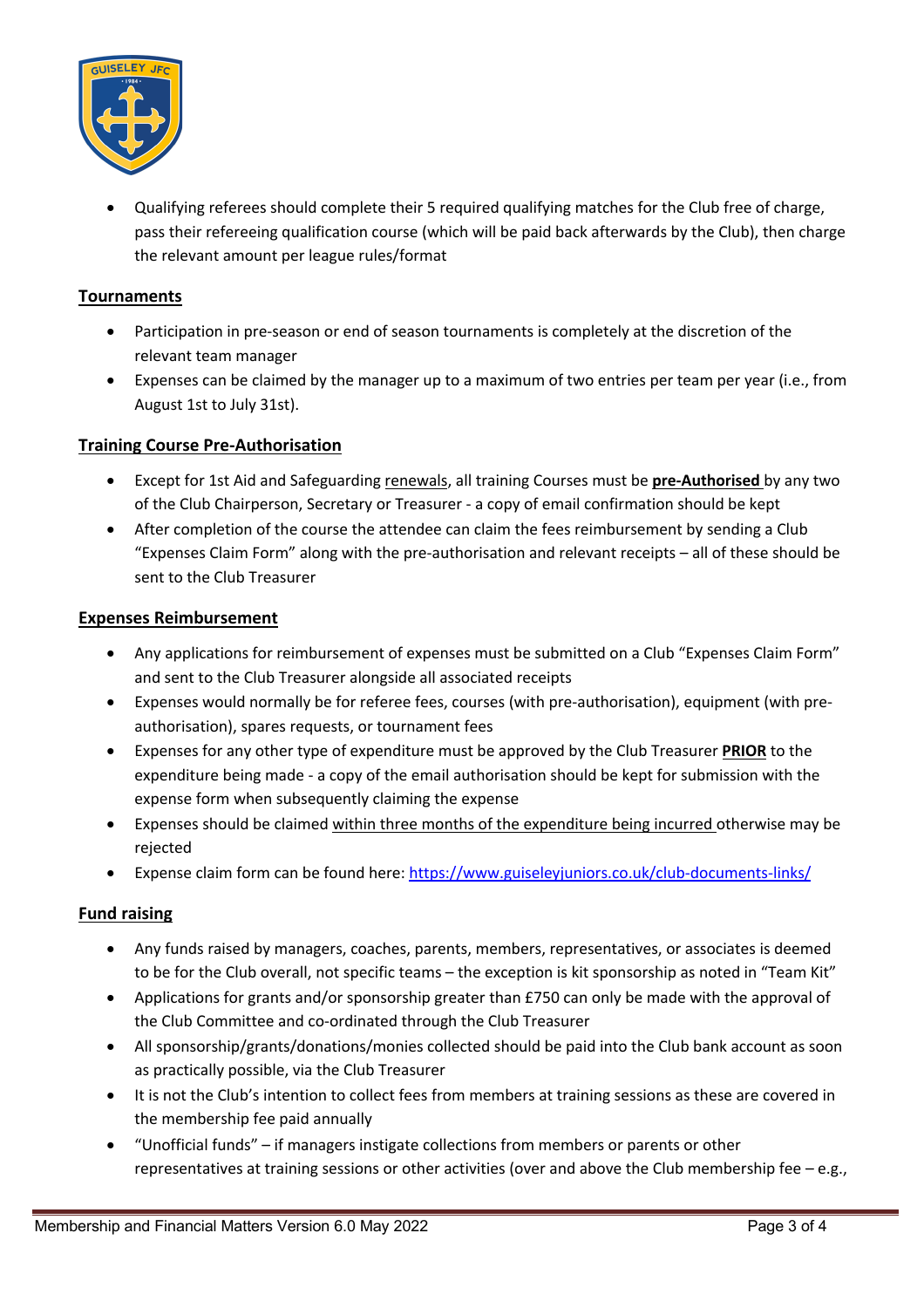- Qualifying referees should complete their 5 required qualifying matches for the Club free of charge, pass their refereeing qualification course (which will be paid back afterwards by the Club), then charge the relevant amount per league rules/format

## Tournaments

- Participation in pre-season or end of season tournaments is completely at the discretion of the relevant team manager
- Expenses can be claimed by the manager up to a maximum of two entries per team per year (i.e., from August 1st to July 31st).

## Training Course Pre-Authorisation

- Except for 1st Aid and Safeguarding renewals, all training Courses must be **pre-Authorised** by any two of the Club Chairperson, Secretary or Treasurer - a copy of email confirmation should be kept
- After completion of the course the attendee can claim the fees reimbursement by sending a Club "Expenses Claim Form" along with the pre-authorisation and relevant receipts – all of these should be sent to the Club Treasurer

## Expenses Reimbursement

- Any applications for reimbursement of expenses must be submitted on a Club "Expenses Claim Form" and sent to the Club Treasurer alongside all associated receipts
- Expenses would normally be for referee fees, courses (with pre-authorisation), equipment (with pre-authorisation), spares requests, or tournament fees
- Expenses for any other type of expenditure must be approved by the Club Treasurer **PRIOR** to the expenditure being made - a copy of the email authorisation should be kept for submission with the expense form when subsequently claiming the expense
- Expenses should be claimed within three months of the expenditure being incurred otherwise may be rejected
- Expense claim form can be found here: https://www.guiseleyjuniors.co.uk/club-documents-links/

## Fund raising

- Any funds raised by managers, coaches, parents, members, representatives, or associates is deemed to be for the Club overall, not specific teams – the exception is kit sponsorship as noted in "Team Kit"
- Applications for grants and/or sponsorship greater than £750 can only be made with the approval of the Club Committee and co-ordinated through the Club Treasurer
- All sponsorship/grants/donations/monies collected should be paid into the Club bank account as soon as practically possible, via the Club Treasurer
- It is not the Club's intention to collect fees from members at training sessions as these are covered in the membership fee paid annually
- "Unofficial funds" – if managers instigate collections from members or parents or other representatives at training sessions or other activities (over and above the Club membership fee – e.g.,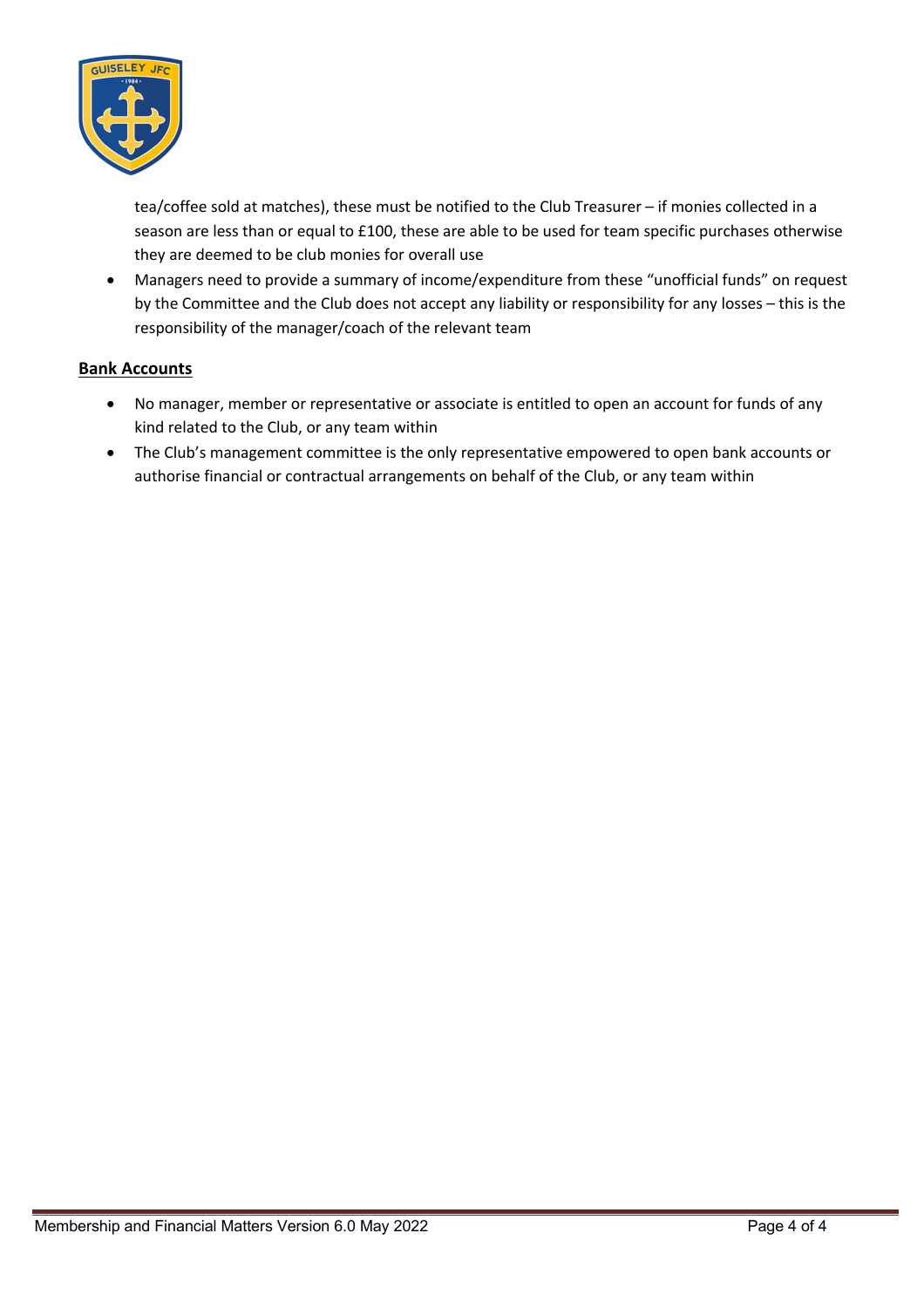tea/coffee sold at matches), these must be notified to the Club Treasurer – if monies collected in a season are less than or equal to £100, these are able to be used for team specific purchases otherwise they are deemed to be club monies for overall use

- Managers need to provide a summary of income/expenditure from these "unofficial funds" on request by the Committee and the Club does not accept any liability or responsibility for any losses – this is the responsibility of the manager/coach of the relevant team

**Bank Accounts**

- No manager, member or representative or associate is entitled to open an account for funds of any kind related to the Club, or any team within
- The Club's management committee is the only representative empowered to open bank accounts or authorise financial or contractual arrangements on behalf of the Club, or any team within